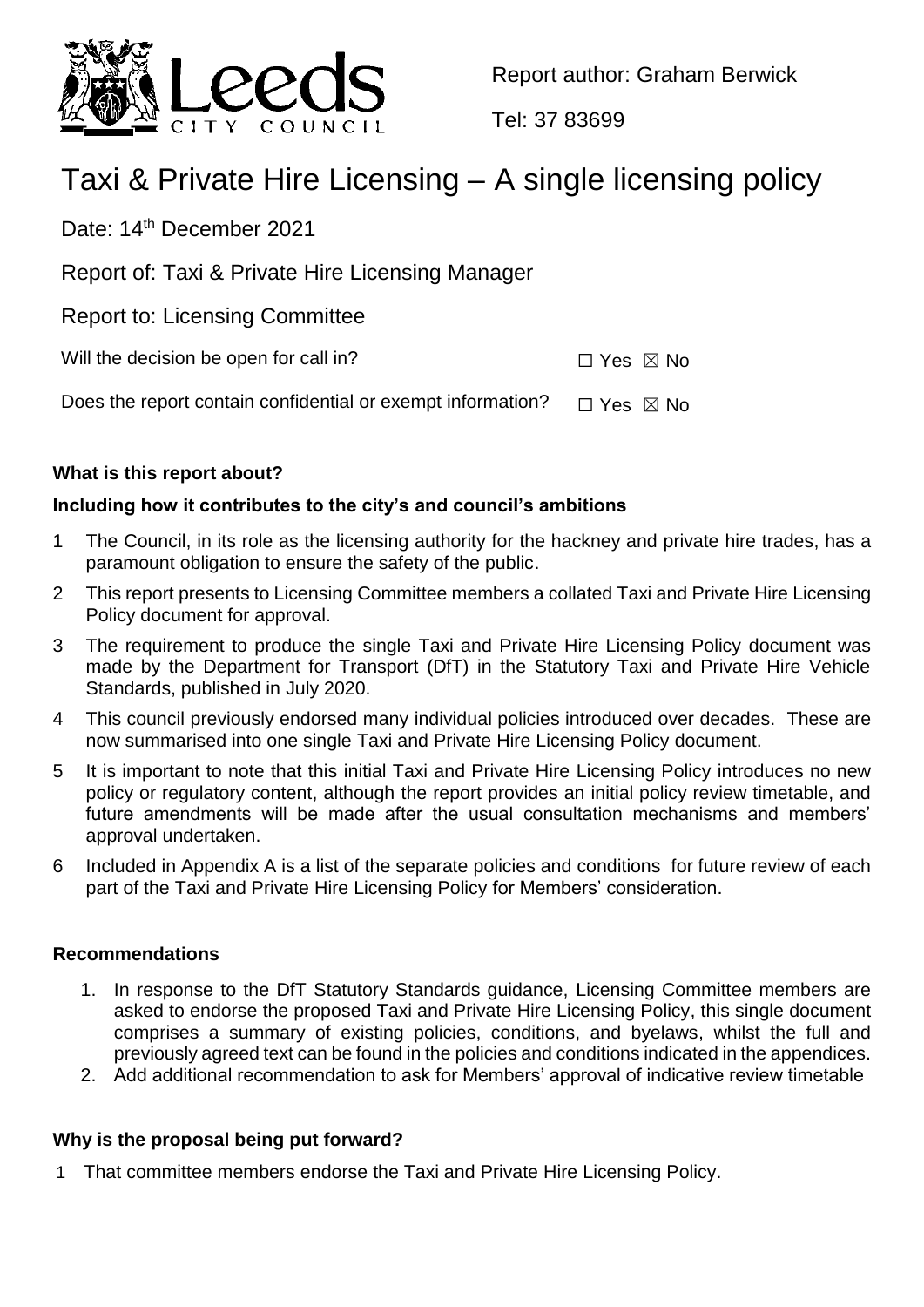Leeds CITY COUNCIL

Report author: Graham Berwick

Tel: 37 83699

# Taxi & Private Hire Licensing – A single licensing policy

Date: 14th December 2021

Report of: Taxi & Private Hire Licensing Manager

Report to: Licensing Committee

Will the decision be open for call in? ☐ Yes ☒ No

Does the report contain confidential or exempt information? ☐ Yes ☒ No

**What is this report about?**

**Including how it contributes to the city's and council's ambitions**

1 The Council, in its role as the licensing authority for the hackney and private hire trades, has a paramount obligation to ensure the safety of the public.

2 This report presents to Licensing Committee members a collated Taxi and Private Hire Licensing Policy document for approval.

3 The requirement to produce the single Taxi and Private Hire Licensing Policy document was made by the Department for Transport (DfT) in the Statutory Taxi and Private Hire Vehicle Standards, published in July 2020.

4 This council previously endorsed many individual policies introduced over decades. These are now summarised into one single Taxi and Private Hire Licensing Policy document.

5 It is important to note that this initial Taxi and Private Hire Licensing Policy introduces no new policy or regulatory content, although the report provides an initial policy review timetable, and future amendments will be made after the usual consultation mechanisms and members' approval undertaken.

6 Included in Appendix A is a list of the separate policies and conditions for future review of each part of the Taxi and Private Hire Licensing Policy for Members' consideration.

**Recommendations**

1. In response to the DfT Statutory Standards guidance, Licensing Committee members are asked to endorse the proposed Taxi and Private Hire Licensing Policy, this single document comprises a summary of existing policies, conditions, and byelaws, whilst the full and previously agreed text can be found in the policies and conditions indicated in the appendices.
2. Add additional recommendation to ask for Members' approval of indicative review timetable

**Why is the proposal being put forward?**

1 That committee members endorse the Taxi and Private Hire Licensing Policy.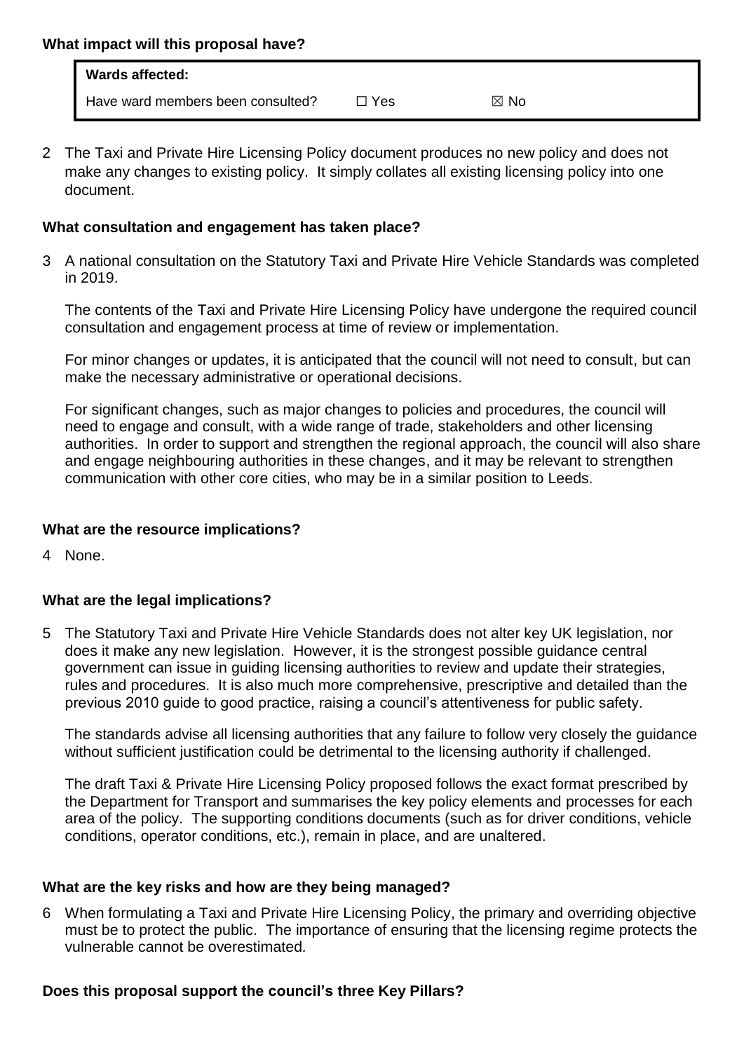**What impact will this proposal have?**

| **Wards affected:** | | |
|---|---|---|
| Have ward members been consulted? | ☐ Yes | ☒ No |

2 The Taxi and Private Hire Licensing Policy document produces no new policy and does not make any changes to existing policy. It simply collates all existing licensing policy into one document.

**What consultation and engagement has taken place?**

3 A national consultation on the Statutory Taxi and Private Hire Vehicle Standards was completed in 2019.

The contents of the Taxi and Private Hire Licensing Policy have undergone the required council consultation and engagement process at time of review or implementation.

For minor changes or updates, it is anticipated that the council will not need to consult, but can make the necessary administrative or operational decisions.

For significant changes, such as major changes to policies and procedures, the council will need to engage and consult, with a wide range of trade, stakeholders and other licensing authorities. In order to support and strengthen the regional approach, the council will also share and engage neighbouring authorities in these changes, and it may be relevant to strengthen communication with other core cities, who may be in a similar position to Leeds.

**What are the resource implications?**

4 None.

**What are the legal implications?**

5 The Statutory Taxi and Private Hire Vehicle Standards does not alter key UK legislation, nor does it make any new legislation. However, it is the strongest possible guidance central government can issue in guiding licensing authorities to review and update their strategies, rules and procedures. It is also much more comprehensive, prescriptive and detailed than the previous 2010 guide to good practice, raising a council's attentiveness for public safety.

The standards advise all licensing authorities that any failure to follow very closely the guidance without sufficient justification could be detrimental to the licensing authority if challenged.

The draft Taxi & Private Hire Licensing Policy proposed follows the exact format prescribed by the Department for Transport and summarises the key policy elements and processes for each area of the policy. The supporting conditions documents (such as for driver conditions, vehicle conditions, operator conditions, etc.), remain in place, and are unaltered.

**What are the key risks and how are they being managed?**

6 When formulating a Taxi and Private Hire Licensing Policy, the primary and overriding objective must be to protect the public. The importance of ensuring that the licensing regime protects the vulnerable cannot be overestimated.

**Does this proposal support the council's three Key Pillars?**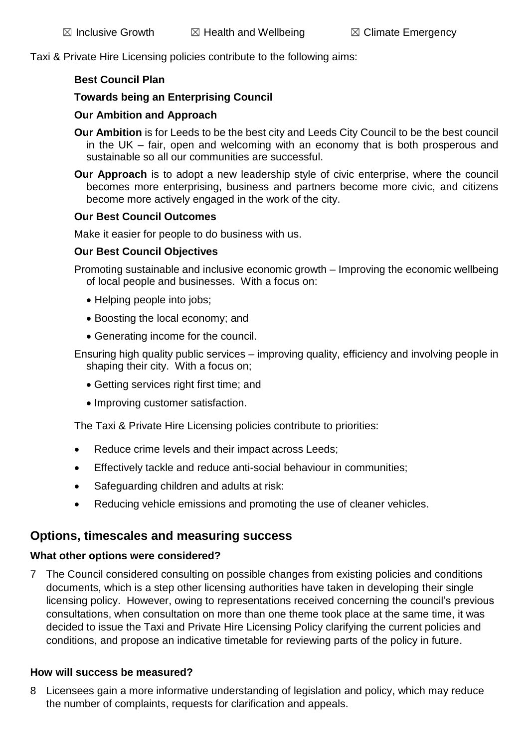☒ Inclusive Growth ☒ Health and Wellbeing ☒ Climate Emergency

Taxi & Private Hire Licensing policies contribute to the following aims:

**Best Council Plan**

**Towards being an Enterprising Council**

**Our Ambition and Approach**

**Our Ambition** is for Leeds to be the best city and Leeds City Council to be the best council in the UK – fair, open and welcoming with an economy that is both prosperous and sustainable so all our communities are successful.

**Our Approach** is to adopt a new leadership style of civic enterprise, where the council becomes more enterprising, business and partners become more civic, and citizens become more actively engaged in the work of the city.

**Our Best Council Outcomes**

Make it easier for people to do business with us.

**Our Best Council Objectives**

Promoting sustainable and inclusive economic growth – Improving the economic wellbeing of local people and businesses. With a focus on:

- Helping people into jobs;
- Boosting the local economy; and
- Generating income for the council.

Ensuring high quality public services – improving quality, efficiency and involving people in shaping their city. With a focus on;

- Getting services right first time; and
- Improving customer satisfaction.

The Taxi & Private Hire Licensing policies contribute to priorities:

- Reduce crime levels and their impact across Leeds;
- Effectively tackle and reduce anti-social behaviour in communities;
- Safeguarding children and adults at risk:
- Reducing vehicle emissions and promoting the use of cleaner vehicles.

## Options, timescales and measuring success

### What other options were considered?

7 The Council considered consulting on possible changes from existing policies and conditions documents, which is a step other licensing authorities have taken in developing their single licensing policy. However, owing to representations received concerning the council's previous consultations, when consultation on more than one theme took place at the same time, it was decided to issue the Taxi and Private Hire Licensing Policy clarifying the current policies and conditions, and propose an indicative timetable for reviewing parts of the policy in future.

### How will success be measured?

8 Licensees gain a more informative understanding of legislation and policy, which may reduce the number of complaints, requests for clarification and appeals.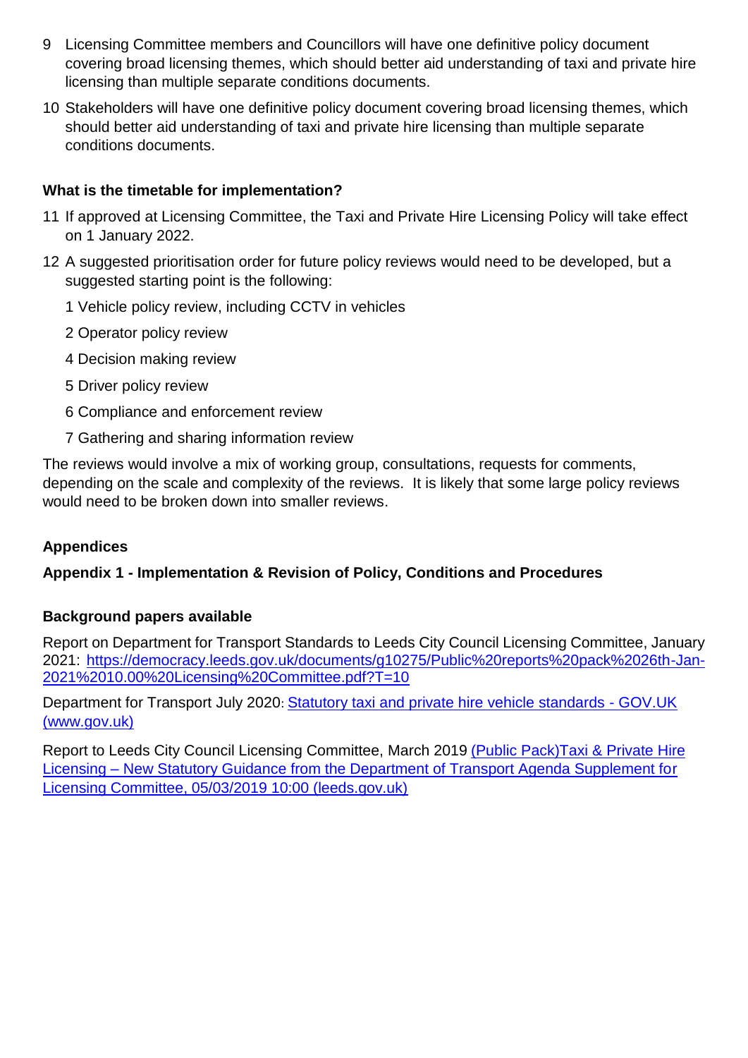9 Licensing Committee members and Councillors will have one definitive policy document covering broad licensing themes, which should better aid understanding of taxi and private hire licensing than multiple separate conditions documents.

10 Stakeholders will have one definitive policy document covering broad licensing themes, which should better aid understanding of taxi and private hire licensing than multiple separate conditions documents.

**What is the timetable for implementation?**

11 If approved at Licensing Committee, the Taxi and Private Hire Licensing Policy will take effect on 1 January 2022.

12 A suggested prioritisation order for future policy reviews would need to be developed, but a suggested starting point is the following:

1 Vehicle policy review, including CCTV in vehicles

2 Operator policy review

4 Decision making review

5 Driver policy review

6 Compliance and enforcement review

7 Gathering and sharing information review

The reviews would involve a mix of working group, consultations, requests for comments, depending on the scale and complexity of the reviews. It is likely that some large policy reviews would need to be broken down into smaller reviews.

**Appendices**

**Appendix 1 - Implementation & Revision of Policy, Conditions and Procedures**

**Background papers available**

Report on Department for Transport Standards to Leeds City Council Licensing Committee, January 2021: https://democracy.leeds.gov.uk/documents/g10275/Public%20reports%20pack%2026th-Jan-2021%2010.00%20Licensing%20Committee.pdf?T=10

Department for Transport July 2020: Statutory taxi and private hire vehicle standards - GOV.UK (www.gov.uk)

Report to Leeds City Council Licensing Committee, March 2019 (Public Pack)Taxi & Private Hire Licensing – New Statutory Guidance from the Department of Transport Agenda Supplement for Licensing Committee, 05/03/2019 10:00 (leeds.gov.uk)